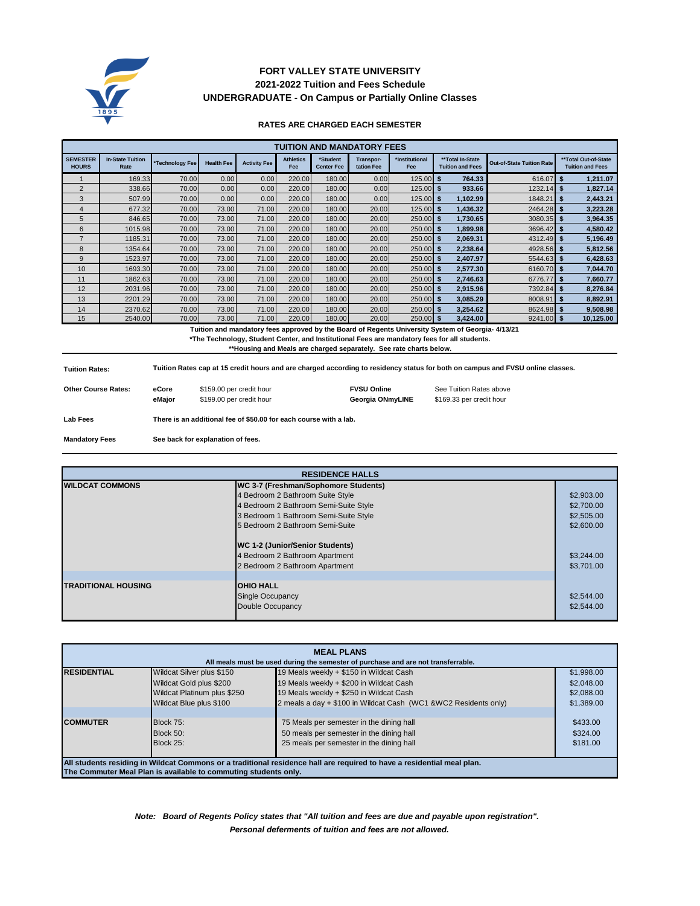# FORT VALLEY STATE UNIVERSITY
## 2021-2022 Tuition and Fees Schedule
## UNDERGRADUATE - On Campus or Partially Online Classes

**RATES ARE CHARGED EACH SEMESTER**

| TUITION AND MANDATORY FEES | | | | | | | | | | | |
|---|---|---|---|---|---|---|---|---|---|---|---|
| SEMESTER HOURS | In-State Tuition Rate | *Technology Fee | Health Fee | Activity Fee | Athletics Fee | *Student Center Fee | Transportation Fee | *Institutional Fee | **Total In-State Tuition and Fees | Out-of-State Tuition Rate | **Total Out-of-State Tuition and Fees |
| 1 | 169.33 | 70.00 | 0.00 | 0.00 | 220.00 | 180.00 | 0.00 | 125.00 | $ 764.33 | 616.07 | $ 1,211.07 |
| 2 | 338.66 | 70.00 | 0.00 | 0.00 | 220.00 | 180.00 | 0.00 | 125.00 | $ 933.66 | 1232.14 | $ 1,827.14 |
| 3 | 507.99 | 70.00 | 0.00 | 0.00 | 220.00 | 180.00 | 0.00 | 125.00 | $ 1,102.99 | 1848.21 | $ 2,443.21 |
| 4 | 677.32 | 70.00 | 73.00 | 71.00 | 220.00 | 180.00 | 20.00 | 125.00 | $ 1,436.32 | 2464.28 | $ 3,223.28 |
| 5 | 846.65 | 70.00 | 73.00 | 71.00 | 220.00 | 180.00 | 20.00 | 250.00 | $ 1,730.65 | 3080.35 | $ 3,964.35 |
| 6 | 1015.98 | 70.00 | 73.00 | 71.00 | 220.00 | 180.00 | 20.00 | 250.00 | $ 1,899.98 | 3696.42 | $ 4,580.42 |
| 7 | 1185.31 | 70.00 | 73.00 | 71.00 | 220.00 | 180.00 | 20.00 | 250.00 | $ 2,069.31 | 4312.49 | $ 5,196.49 |
| 8 | 1354.64 | 70.00 | 73.00 | 71.00 | 220.00 | 180.00 | 20.00 | 250.00 | $ 2,238.64 | 4928.56 | $ 5,812.56 |
| 9 | 1523.97 | 70.00 | 73.00 | 71.00 | 220.00 | 180.00 | 20.00 | 250.00 | $ 2,407.97 | 5544.63 | $ 6,428.63 |
| 10 | 1693.30 | 70.00 | 73.00 | 71.00 | 220.00 | 180.00 | 20.00 | 250.00 | $ 2,577.30 | 6160.70 | $ 7,044.70 |
| 11 | 1862.63 | 70.00 | 73.00 | 71.00 | 220.00 | 180.00 | 20.00 | 250.00 | $ 2,746.63 | 6776.77 | $ 7,660.77 |
| 12 | 2031.96 | 70.00 | 73.00 | 71.00 | 220.00 | 180.00 | 20.00 | 250.00 | $ 2,915.96 | 7392.84 | $ 8,276.84 |
| 13 | 2201.29 | 70.00 | 73.00 | 71.00 | 220.00 | 180.00 | 20.00 | 250.00 | $ 3,085.29 | 8008.91 | $ 8,892.91 |
| 14 | 2370.62 | 70.00 | 73.00 | 71.00 | 220.00 | 180.00 | 20.00 | 250.00 | $ 3,254.62 | 8624.98 | $ 9,508.98 |
| 15 | 2540.00 | 70.00 | 73.00 | 71.00 | 220.00 | 180.00 | 20.00 | 250.00 | $ 3,424.00 | 9241.00 | $ 10,125.00 |

**Tuition and mandatory fees approved by the Board of Regents University System of Georgia- 4/13/21**

***The Technology, Student Center, and Institutional Fees are mandatory fees for all students.**

****Housing and Meals are charged separately. See rate charts below.**

**Tuition Rates:** **Tuition Rates cap at 15 credit hours and are charged according to residency status for both on campus and FVSU online classes.**

**Other Course Rates:**

| | | | |
|---|---|---|---|
| **eCore** | $159.00 per credit hour | **FVSU Online** | See Tuition Rates above |
| **eMajor** | $199.00 per credit hour | **Georgia ONmyLINE** | $169.33 per credit hour |

**Lab Fees** **There is an additional fee of $50.00 for each course with a lab.**

**Mandatory Fees** **See back for explanation of fees.**

| RESIDENCE HALLS | | |
|---|---|---|
| **WILDCAT COMMONS** | **WC 3-7 (Freshman/Sophomore Students)** | |
| | 4 Bedroom 2 Bathroom Suite Style | $2,903.00 |
| | 4 Bedroom 2 Bathroom Semi-Suite Style | $2,700.00 |
| | 3 Bedroom 1 Bathroom Semi-Suite Style | $2,505.00 |
| | 5 Bedroom 2 Bathroom Semi-Suite | $2,600.00 |
| | **WC 1-2 (Junior/Senior Students)** | |
| | 4 Bedroom 2 Bathroom Apartment | $3,244.00 |
| | 2 Bedroom 2 Bathroom Apartment | $3,701.00 |
| **TRADITIONAL HOUSING** | **OHIO HALL** | |
| | Single Occupancy | $2,544.00 |
| | Double Occupancy | $2,544.00 |

| MEAL PLANS | | | |
|---|---|---|---|
| All meals must be used during the semester of purchase and are not transferrable. | | | |
| **RESIDENTIAL** | Wildcat Silver plus $150 | 19 Meals weekly + $150 in Wildcat Cash | $1,998.00 |
| | Wildcat Gold plus $200 | 19 Meals weekly + $200 in Wildcat Cash | $2,048.00 |
| | Wildcat Platinum plus $250 | 19 Meals weekly + $250 in Wildcat Cash | $2,088.00 |
| | Wildcat Blue plus $100 | 2 meals a day + $100 in Wildcat Cash (WC1 &WC2 Residents only) | $1,389.00 |
| **COMMUTER** | Block 75: | 75 Meals per semester in the dining hall | $433.00 |
| | Block 50: | 50 meals per semester in the dining hall | $324.00 |
| | Block 25: | 25 meals per semester in the dining hall | $181.00 |

**All students residing in Wildcat Commons or a traditional residence hall are required to have a residential meal plan.**
**The Commuter Meal Plan is available to commuting students only.**

***Note: Board of Regents Policy states that "All tuition and fees are due and payable upon registration".***
***Personal deferments of tuition and fees are not allowed.***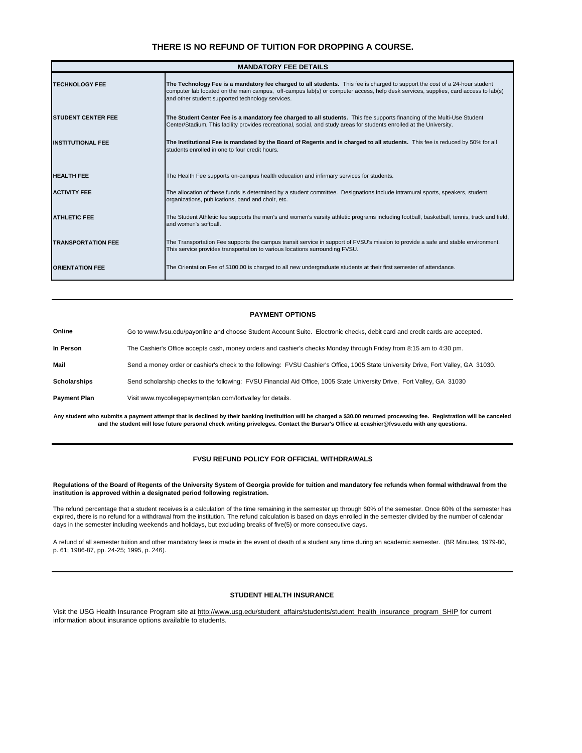**THERE IS NO REFUND OF TUITION FOR DROPPING A COURSE.**

| MANDATORY FEE DETAILS | |
|---|---|
| **TECHNOLOGY FEE** | **The Technology Fee is a mandatory fee charged to all students.** This fee is charged to support the cost of a 24-hour student computer lab located on the main campus, off-campus lab(s) or computer access, help desk services, supplies, card access to lab(s) and other student supported technology services. |
| **STUDENT CENTER FEE** | **The Student Center Fee is a mandatory fee charged to all students.** This fee supports financing of the Multi-Use Student Center/Stadium. This facility provides recreational, social, and study areas for students enrolled at the University. |
| **INSTITUTIONAL FEE** | **The Institutional Fee is mandated by the Board of Regents and is charged to all students.** This fee is reduced by 50% for all students enrolled in one to four credit hours. |
| **HEALTH FEE** | The Health Fee supports on-campus health education and infirmary services for students. |
| **ACTIVITY FEE** | The allocation of these funds is determined by a student committee. Designations include intramural sports, speakers, student organizations, publications, band and choir, etc. |
| **ATHLETIC FEE** | The Student Athletic fee supports the men's and women's varsity athletic programs including football, basketball, tennis, track and field, and women's softball. |
| **TRANSPORTATION FEE** | The Transportation Fee supports the campus transit service in support of FVSU's mission to provide a safe and stable environment. This service provides transportation to various locations surrounding FVSU. |
| **ORIENTATION FEE** | The Orientation Fee of $100.00 is charged to all new undergraduate students at their first semester of attendance. |

## PAYMENT OPTIONS

| | |
|---|---|
| **Online** | Go to www.fvsu.edu/payonline and choose Student Account Suite. Electronic checks, debit card and credit cards are accepted. |
| **In Person** | The Cashier's Office accepts cash, money orders and cashier's checks Monday through Friday from 8:15 am to 4:30 pm. |
| **Mail** | Send a money order or cashier's check to the following: FVSU Cashier's Office, 1005 State University Drive, Fort Valley, GA 31030. |
| **Scholarships** | Send scholarship checks to the following: FVSU Financial Aid Office, 1005 State University Drive, Fort Valley, GA 31030 |
| **Payment Plan** | Visit www.mycollegepaymentplan.com/fortvalley for details. |

**Any student who submits a payment attempt that is declined by their banking instituition will be charged a $30.00 returned processing fee. Registration will be canceled and the student will lose future personal check writing priveleges. Contact the Bursar's Office at ecashier@fvsu.edu with any questions.**

## FVSU REFUND POLICY FOR OFFICIAL WITHDRAWALS

**Regulations of the Board of Regents of the University System of Georgia provide for tuition and mandatory fee refunds when formal withdrawal from the institution is approved within a designated period following registration.**

The refund percentage that a student receives is a calculation of the time remaining in the semester up through 60% of the semester. Once 60% of the semester has expired, there is no refund for a withdrawal from the institution. The refund calculation is based on days enrolled in the semester divided by the number of calendar days in the semester including weekends and holidays, but excluding breaks of five(5) or more consecutive days.

A refund of all semester tuition and other mandatory fees is made in the event of death of a student any time during an academic semester. (BR Minutes, 1979-80, p. 61; 1986-87, pp. 24-25; 1995, p. 246).

## STUDENT HEALTH INSURANCE

Visit the USG Health Insurance Program site at http://www.usg.edu/student_affairs/students/student_health_insurance_program_SHIP for current information about insurance options available to students.